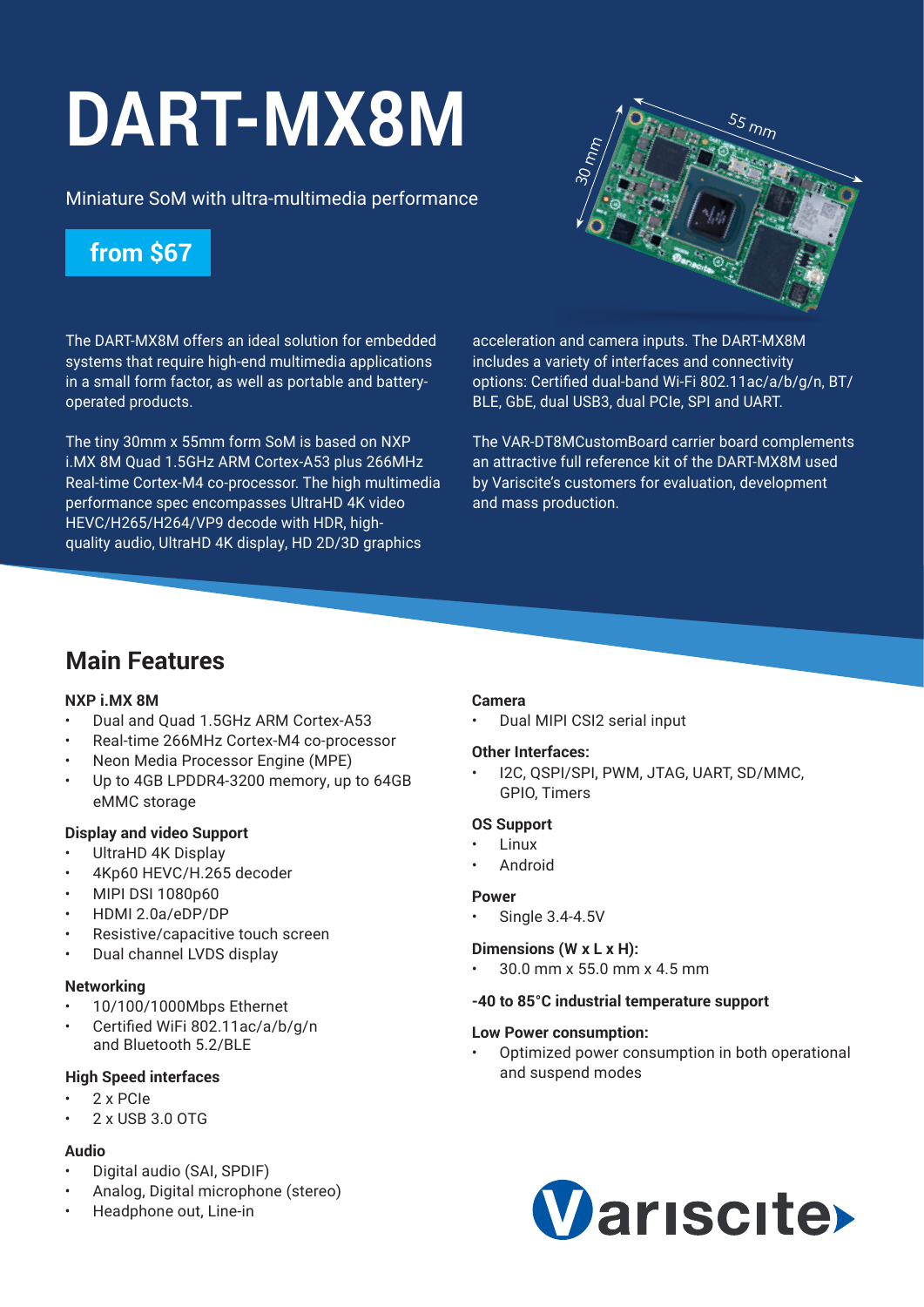# DART-MX8M

Miniature SoM with ultra-multimedia performance

**from $67**

The DART-MX8M offers an ideal solution for embedded systems that require high-end multimedia applications in a small form factor, as well as portable and battery-operated products.

The tiny 30mm x 55mm form SoM is based on NXP i.MX 8M Quad 1.5GHz ARM Cortex-A53 plus 266MHz Real-time Cortex-M4 co-processor. The high multimedia performance spec encompasses UltraHD 4K video HEVC/H265/H264/VP9 decode with HDR, high-quality audio, UltraHD 4K display, HD 2D/3D graphics acceleration and camera inputs. The DART-MX8M includes a variety of interfaces and connectivity options: Certified dual-band Wi-Fi 802.11ac/a/b/g/n, BT/BLE, GbE, dual USB3, dual PCIe, SPI and UART.

The VAR-DT8MCustomBoard carrier board complements an attractive full reference kit of the DART-MX8M used by Variscite's customers for evaluation, development and mass production.

## Main Features

**NXP i.MX 8M**

- Dual and Quad 1.5GHz ARM Cortex-A53
- Real-time 266MHz Cortex-M4 co-processor
- Neon Media Processor Engine (MPE)
- Up to 4GB LPDDR4-3200 memory, up to 64GB eMMC storage

**Display and video Support**

- UltraHD 4K Display
- 4Kp60 HEVC/H.265 decoder
- MIPI DSI 1080p60
- HDMI 2.0a/eDP/DP
- Resistive/capacitive touch screen
- Dual channel LVDS display

**Networking**

- 10/100/1000Mbps Ethernet
- Certified WiFi 802.11ac/a/b/g/n and Bluetooth 5.2/BLE

**High Speed interfaces**

- 2 x PCIe
- 2 x USB 3.0 OTG

**Audio**

- Digital audio (SAI, SPDIF)
- Analog, Digital microphone (stereo)
- Headphone out, Line-in

**Camera**

- Dual MIPI CSI2 serial input

**Other Interfaces:**

- I2C, QSPI/SPI, PWM, JTAG, UART, SD/MMC, GPIO, Timers

**OS Support**

- Linux
- Android

**Power**

- Single 3.4-4.5V

**Dimensions (W x L x H):**

- 30.0 mm x 55.0 mm x 4.5 mm

**-40 to 85°C industrial temperature support**

**Low Power consumption:**

- Optimized power consumption in both operational and suspend modes

Variscite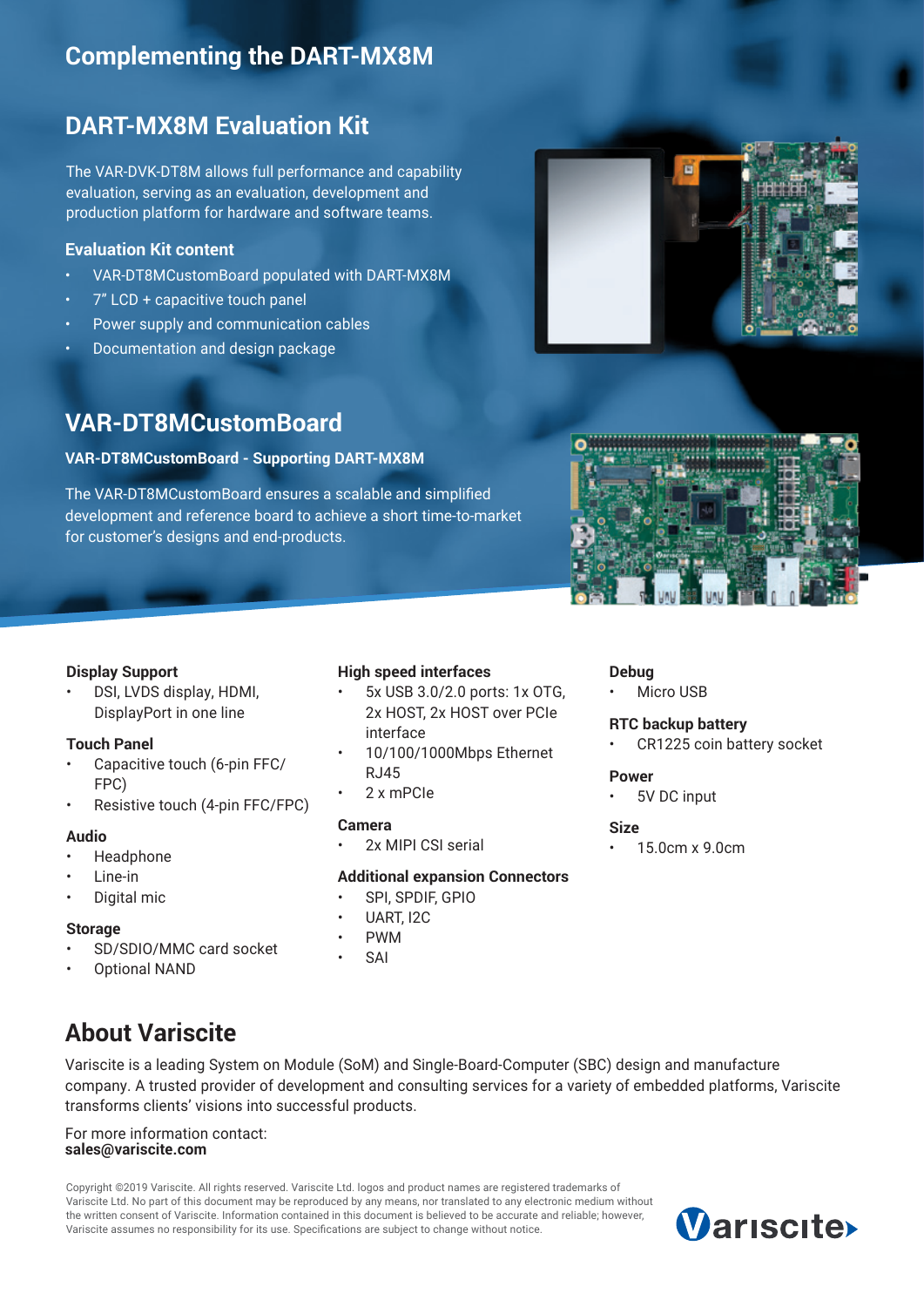# Complementing the DART-MX8M

## DART-MX8M Evaluation Kit

The VAR-DVK-DT8M allows full performance and capability evaluation, serving as an evaluation, development and production platform for hardware and software teams.

### Evaluation Kit content

- VAR-DT8MCustomBoard populated with DART-MX8M
- 7" LCD + capacitive touch panel
- Power supply and communication cables
- Documentation and design package

## VAR-DT8MCustomBoard

**VAR-DT8MCustomBoard - Supporting DART-MX8M**

The VAR-DT8MCustomBoard ensures a scalable and simplified development and reference board to achieve a short time-to-market for customer's designs and end-products.

### Display Support

- DSI, LVDS display, HDMI, DisplayPort in one line

### Touch Panel

- Capacitive touch (6-pin FFC/FPC)
- Resistive touch (4-pin FFC/FPC)

### Audio

- Headphone
- Line-in
- Digital mic

### Storage

- SD/SDIO/MMC card socket
- Optional NAND

### High speed interfaces

- 5x USB 3.0/2.0 ports: 1x OTG, 2x HOST, 2x HOST over PCIe interface
- 10/100/1000Mbps Ethernet RJ45
- 2 x mPCIe

### Camera

- 2x MIPI CSI serial

### Additional expansion Connectors

- SPI, SPDIF, GPIO
- UART, I2C
- PWM
- SAI

### Debug

- Micro USB

### RTC backup battery

- CR1225 coin battery socket

### Power

- 5V DC input

### Size

- 15.0cm x 9.0cm

## About Variscite

Variscite is a leading System on Module (SoM) and Single-Board-Computer (SBC) design and manufacture company. A trusted provider of development and consulting services for a variety of embedded platforms, Variscite transforms clients' visions into successful products.

For more information contact:
**sales@variscite.com**

Copyright ©2019 Variscite. All rights reserved. Variscite Ltd. logos and product names are registered trademarks of Variscite Ltd. No part of this document may be reproduced by any means, nor translated to any electronic medium without the written consent of Variscite. Information contained in this document is believed to be accurate and reliable; however, Variscite assumes no responsibility for its use. Specifications are subject to change without notice.

Variscite